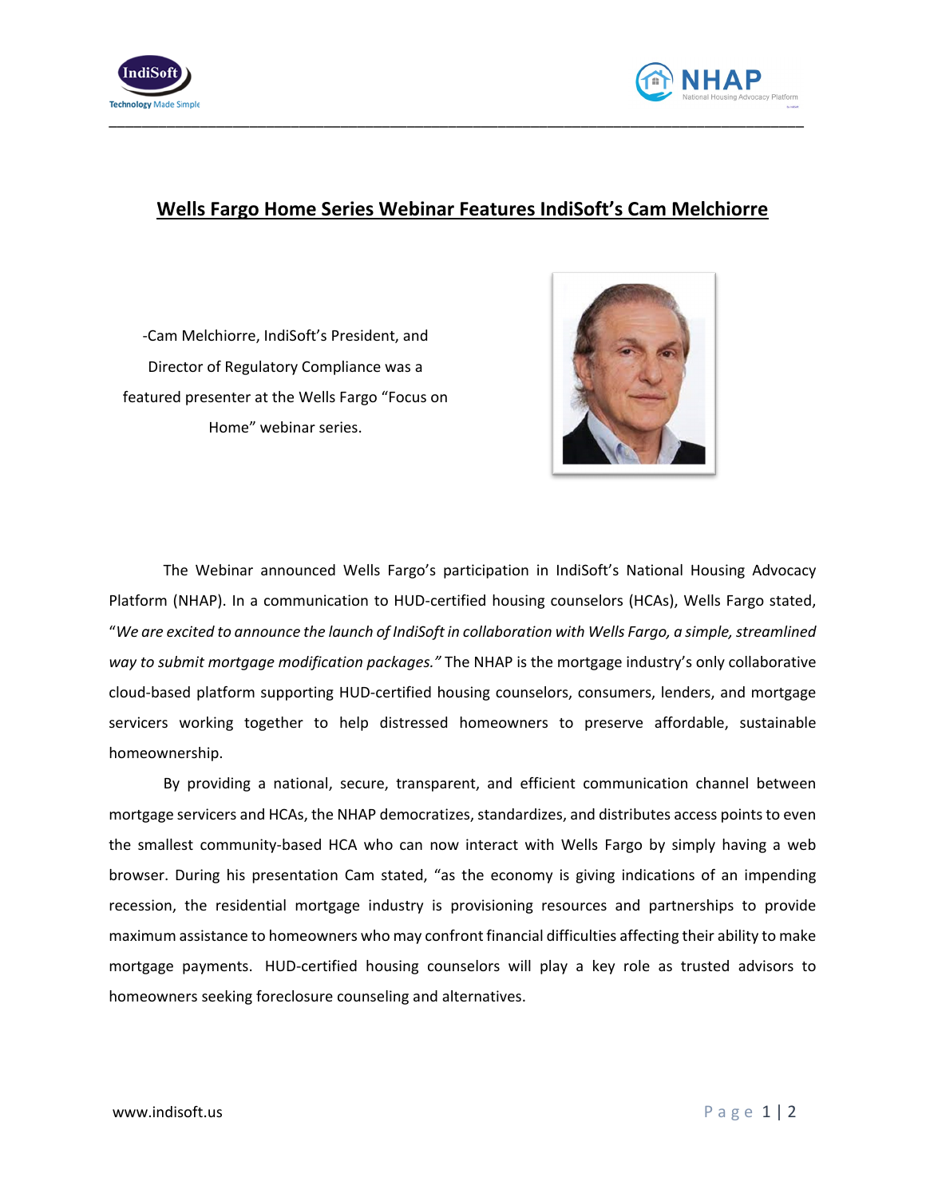# Wells Fargo Home Series Webinar Features IndiSoft's Cam Melchiorre

-Cam Melchiorre, IndiSoft's President, and Director of Regulatory Compliance was a featured presenter at the Wells Fargo "Focus on Home" webinar series.

The Webinar announced Wells Fargo's participation in IndiSoft's National Housing Advocacy Platform (NHAP). In a communication to HUD-certified housing counselors (HCAs), Wells Fargo stated, "*We are excited to announce the launch of IndiSoft in collaboration with Wells Fargo, a simple, streamlined way to submit mortgage modification packages.*" The NHAP is the mortgage industry's only collaborative cloud-based platform supporting HUD-certified housing counselors, consumers, lenders, and mortgage servicers working together to help distressed homeowners to preserve affordable, sustainable homeownership.

By providing a national, secure, transparent, and efficient communication channel between mortgage servicers and HCAs, the NHAP democratizes, standardizes, and distributes access points to even the smallest community-based HCA who can now interact with Wells Fargo by simply having a web browser. During his presentation Cam stated, "as the economy is giving indications of an impending recession, the residential mortgage industry is provisioning resources and partnerships to provide maximum assistance to homeowners who may confront financial difficulties affecting their ability to make mortgage payments. HUD-certified housing counselors will play a key role as trusted advisors to homeowners seeking foreclosure counseling and alternatives.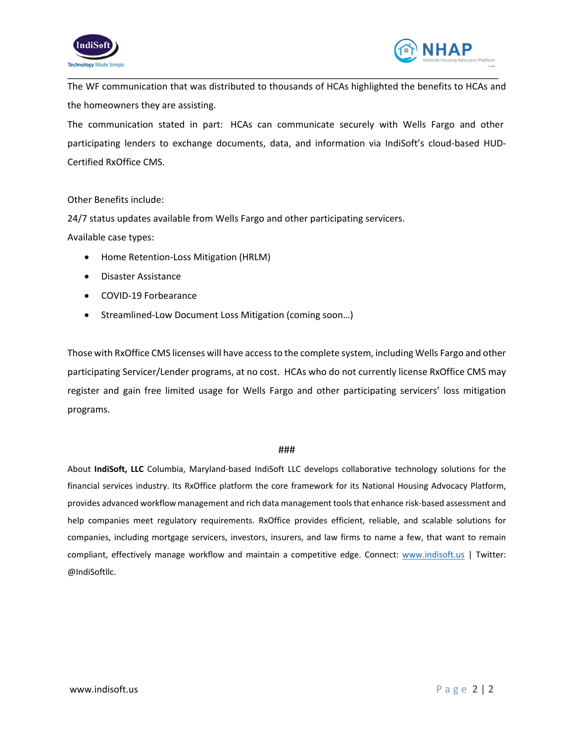The WF communication that was distributed to thousands of HCAs highlighted the benefits to HCAs and the homeowners they are assisting.

The communication stated in part: HCAs can communicate securely with Wells Fargo and other participating lenders to exchange documents, data, and information via IndiSoft's cloud-based HUD-Certified RxOffice CMS.

Other Benefits include:

24/7 status updates available from Wells Fargo and other participating servicers.

Available case types:

- Home Retention-Loss Mitigation (HRLM)
- Disaster Assistance
- COVID-19 Forbearance
- Streamlined-Low Document Loss Mitigation (coming soon…)

Those with RxOffice CMS licenses will have access to the complete system, including Wells Fargo and other participating Servicer/Lender programs, at no cost. HCAs who do not currently license RxOffice CMS may register and gain free limited usage for Wells Fargo and other participating servicers' loss mitigation programs.

###

About **IndiSoft, LLC** Columbia, Maryland-based IndiSoft LLC develops collaborative technology solutions for the financial services industry. Its RxOffice platform the core framework for its National Housing Advocacy Platform, provides advanced workflow management and rich data management tools that enhance risk-based assessment and help companies meet regulatory requirements. RxOffice provides efficient, reliable, and scalable solutions for companies, including mortgage servicers, investors, insurers, and law firms to name a few, that want to remain compliant, effectively manage workflow and maintain a competitive edge. Connect: www.indisoft.us | Twitter: @IndiSoftllc.